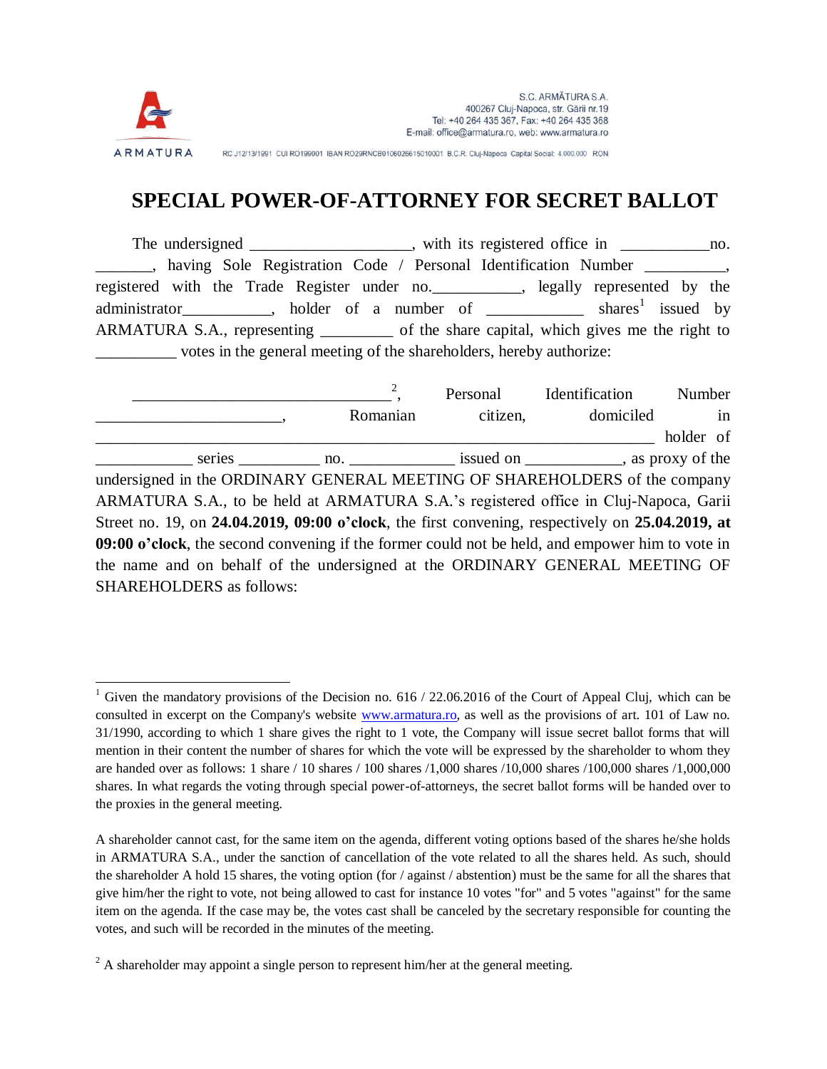S.C. ARMĂTURA S.A.
400267 Cluj-Napoca, str. Gării nr.19
Tel: +40 264 435 367, Fax: +40 264 435 368
E-mail: office@armatura.ro, web: www.armatura.ro

ARMATURA

RC J12/13/1991 CUI RO199001 IBAN RO29RNCB0106026615010001 B.C.R. Cluj-Napoca Capital Social: 4.000.000 RON

# SPECIAL POWER-OF-ATTORNEY FOR SECRET BALLOT

The undersigned ___________________, with its registered office in ___________no. _______, having Sole Registration Code / Personal Identification Number __________, registered with the Trade Register under no.___________, legally represented by the administrator___________, holder of a number of ____________ shares[1] issued by ARMATURA S.A., representing _________ of the share capital, which gives me the right to __________ votes in the general meeting of the shareholders, hereby authorize:

_______________________________[2], Personal Identification Number _______________________, Romanian citizen, domiciled in ______________________________________________________________________ holder of ____________ series __________ no. _____________ issued on ____________, as proxy of the undersigned in the ORDINARY GENERAL MEETING OF SHAREHOLDERS of the company ARMATURA S.A., to be held at ARMATURA S.A.'s registered office in Cluj-Napoca, Garii Street no. 19, on **24.04.2019, 09:00 o'clock**, the first convening, respectively on **25.04.2019, at 09:00 o'clock**, the second convening if the former could not be held, and empower him to vote in the name and on behalf of the undersigned at the ORDINARY GENERAL MEETING OF SHAREHOLDERS as follows:

---

[1] Given the mandatory provisions of the Decision no. 616 / 22.06.2016 of the Court of Appeal Cluj, which can be consulted in excerpt on the Company's website www.armatura.ro, as well as the provisions of art. 101 of Law no. 31/1990, according to which 1 share gives the right to 1 vote, the Company will issue secret ballot forms that will mention in their content the number of shares for which the vote will be expressed by the shareholder to whom they are handed over as follows: 1 share / 10 shares / 100 shares /1,000 shares /10,000 shares /100,000 shares /1,000,000 shares. In what regards the voting through special power-of-attorneys, the secret ballot forms will be handed over to the proxies in the general meeting.

A shareholder cannot cast, for the same item on the agenda, different voting options based of the shares he/she holds in ARMATURA S.A., under the sanction of cancellation of the vote related to all the shares held. As such, should the shareholder A hold 15 shares, the voting option (for / against / abstention) must be the same for all the shares that give him/her the right to vote, not being allowed to cast for instance 10 votes "for" and 5 votes "against" for the same item on the agenda. If the case may be, the votes cast shall be canceled by the secretary responsible for counting the votes, and such will be recorded in the minutes of the meeting.

[2] A shareholder may appoint a single person to represent him/her at the general meeting.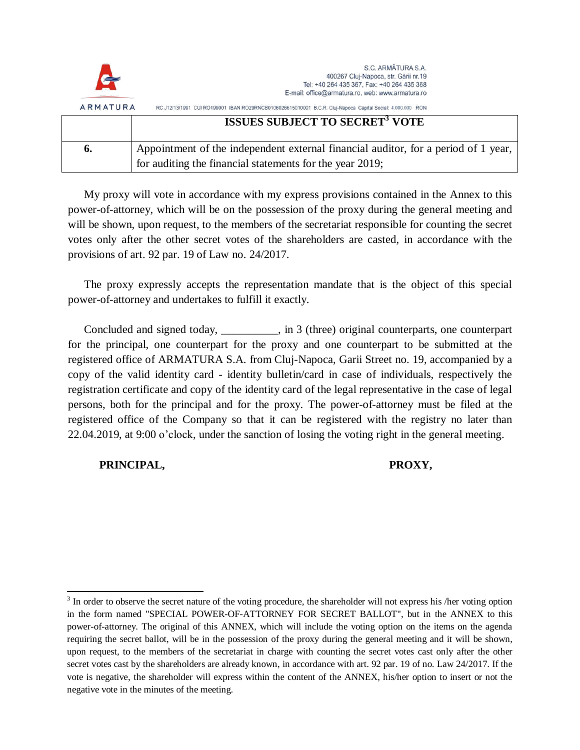| | ISSUES SUBJECT TO SECRET[3] VOTE |
|---|---|
| 6. | Appointment of the independent external financial auditor, for a period of 1 year, for auditing the financial statements for the year 2019; |

My proxy will vote in accordance with my express provisions contained in the Annex to this power-of-attorney, which will be on the possession of the proxy during the general meeting and will be shown, upon request, to the members of the secretariat responsible for counting the secret votes only after the other secret votes of the shareholders are casted, in accordance with the provisions of art. 92 par. 19 of Law no. 24/2017.

The proxy expressly accepts the representation mandate that is the object of this special power-of-attorney and undertakes to fulfill it exactly.

Concluded and signed today, __________, in 3 (three) original counterparts, one counterpart for the principal, one counterpart for the proxy and one counterpart to be submitted at the registered office of ARMATURA S.A. from Cluj-Napoca, Garii Street no. 19, accompanied by a copy of the valid identity card - identity bulletin/card in case of individuals, respectively the registration certificate and copy of the identity card of the legal representative in the case of legal persons, both for the principal and for the proxy. The power-of-attorney must be filed at the registered office of the Company so that it can be registered with the registry no later than 22.04.2019, at 9:00 o'clock, under the sanction of losing the voting right in the general meeting.

**PRINCIPAL,** **PROXY,**

[3] In order to observe the secret nature of the voting procedure, the shareholder will not express his /her voting option in the form named "SPECIAL POWER-OF-ATTORNEY FOR SECRET BALLOT", but in the ANNEX to this power-of-attorney. The original of this ANNEX, which will include the voting option on the items on the agenda requiring the secret ballot, will be in the possession of the proxy during the general meeting and it will be shown, upon request, to the members of the secretariat in charge with counting the secret votes cast only after the other secret votes cast by the shareholders are already known, in accordance with art. 92 par. 19 of no. Law 24/2017. If the vote is negative, the shareholder will express within the content of the ANNEX, his/her option to insert or not the negative vote in the minutes of the meeting.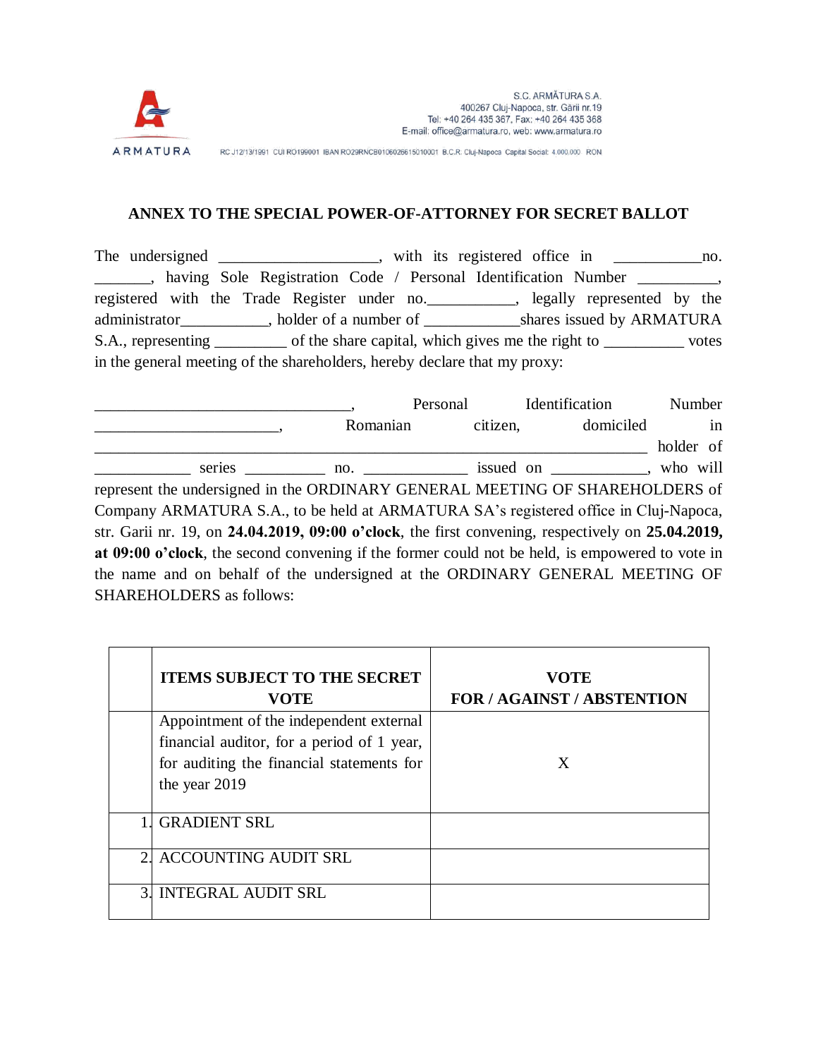S.C. ARMĂTURA S.A.
400267 Cluj-Napoca, str. Gării nr.19
Tel: +40 264 435 367, Fax: +40 264 435 368
E-mail: office@armatura.ro, web: www.armatura.ro

RC J12/13/1991 CUI RO199001 IBAN RO29RNCB0106026615010001 B.C.R. Cluj-Napoca Capital Social: 4.000.000 RON

## ANNEX TO THE SPECIAL POWER-OF-ATTORNEY FOR SECRET BALLOT

The undersigned ___________________, with its registered office in ___________no. _______, having Sole Registration Code / Personal Identification Number __________, registered with the Trade Register under no.___________, legally represented by the administrator___________, holder of a number of ____________shares issued by ARMATURA S.A., representing _________ of the share capital, which gives me the right to __________ votes in the general meeting of the shareholders, hereby declare that my proxy:

________________________________, Personal Identification Number _______________________, Romanian citizen, domiciled in ____________________________________________________________________ holder of ____________ series __________ no. _____________ issued on ____________, who will represent the undersigned in the ORDINARY GENERAL MEETING OF SHAREHOLDERS of Company ARMATURA S.A., to be held at ARMATURA SA's registered office in Cluj-Napoca, str. Garii nr. 19, on **24.04.2019, 09:00 o'clock**, the first convening, respectively on **25.04.2019, at 09:00 o'clock**, the second convening if the former could not be held, is empowered to vote in the name and on behalf of the undersigned at the ORDINARY GENERAL MEETING OF SHAREHOLDERS as follows:

| | **ITEMS SUBJECT TO THE SECRET VOTE** | **VOTE FOR / AGAINST / ABSTENTION** |
|---|---|---|
| | Appointment of the independent external financial auditor, for a period of 1 year, for auditing the financial statements for the year 2019 | X |
| 1. | GRADIENT SRL | |
| 2. | ACCOUNTING AUDIT SRL | |
| 3. | INTEGRAL AUDIT SRL | |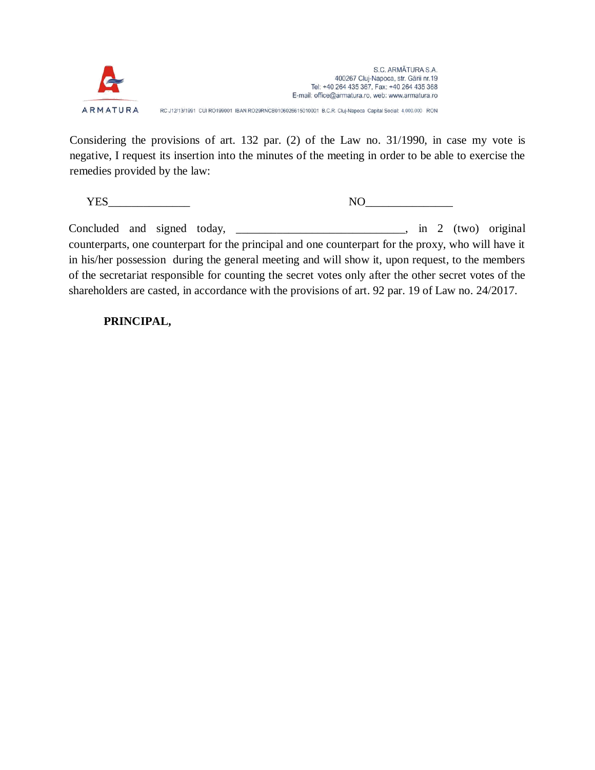Considering the provisions of art. 132 par. (2) of the Law no. 31/1990, in case my vote is negative, I request its insertion into the minutes of the meeting in order to be able to exercise the remedies provided by the law:

YES______________ NO_______________

Concluded and signed today, ____________________________, in 2 (two) original counterparts, one counterpart for the principal and one counterpart for the proxy, who will have it in his/her possession during the general meeting and will show it, upon request, to the members of the secretariat responsible for counting the secret votes only after the other secret votes of the shareholders are casted, in accordance with the provisions of art. 92 par. 19 of Law no. 24/2017.

**PRINCIPAL,**